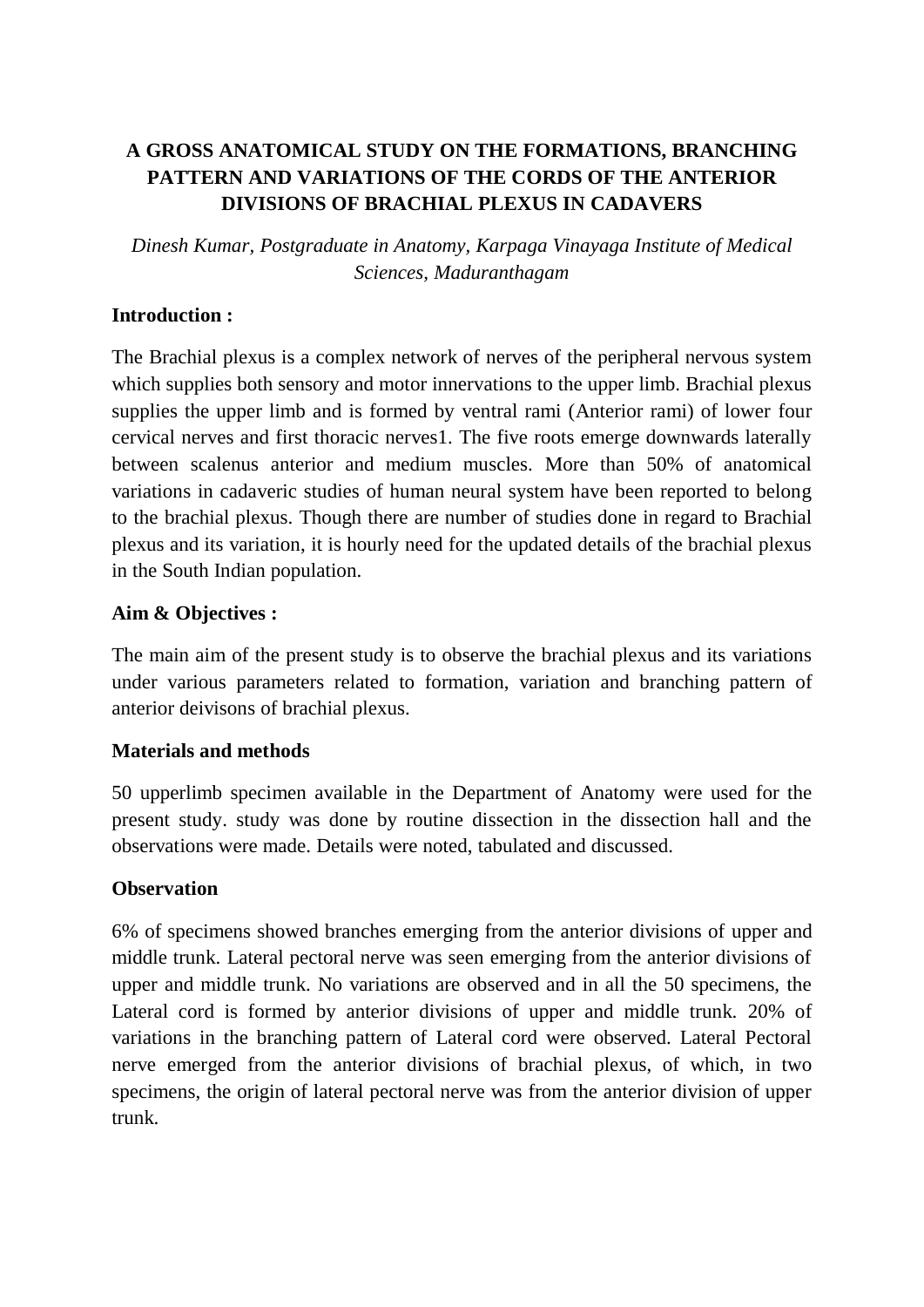# A GROSS ANATOMICAL STUDY ON THE FORMATIONS, BRANCHING PATTERN AND VARIATIONS OF THE CORDS OF THE ANTERIOR DIVISIONS OF BRACHIAL PLEXUS IN CADAVERS

*Dinesh Kumar, Postgraduate in Anatomy, Karpaga Vinayaga Institute of Medical Sciences, Maduranthagam*

**Introduction :**

The Brachial plexus is a complex network of nerves of the peripheral nervous system which supplies both sensory and motor innervations to the upper limb. Brachial plexus supplies the upper limb and is formed by ventral rami (Anterior rami) of lower four cervical nerves and first thoracic nerves1. The five roots emerge downwards laterally between scalenus anterior and medium muscles. More than 50% of anatomical variations in cadaveric studies of human neural system have been reported to belong to the brachial plexus. Though there are number of studies done in regard to Brachial plexus and its variation, it is hourly need for the updated details of the brachial plexus in the South Indian population.

**Aim & Objectives :**

The main aim of the present study is to observe the brachial plexus and its variations under various parameters related to formation, variation and branching pattern of anterior deivisons of brachial plexus.

**Materials and methods**

50 upperlimb specimen available in the Department of Anatomy were used for the present study. study was done by routine dissection in the dissection hall and the observations were made. Details were noted, tabulated and discussed.

**Observation**

6% of specimens showed branches emerging from the anterior divisions of upper and middle trunk. Lateral pectoral nerve was seen emerging from the anterior divisions of upper and middle trunk. No variations are observed and in all the 50 specimens, the Lateral cord is formed by anterior divisions of upper and middle trunk. 20% of variations in the branching pattern of Lateral cord were observed. Lateral Pectoral nerve emerged from the anterior divisions of brachial plexus, of which, in two specimens, the origin of lateral pectoral nerve was from the anterior division of upper trunk.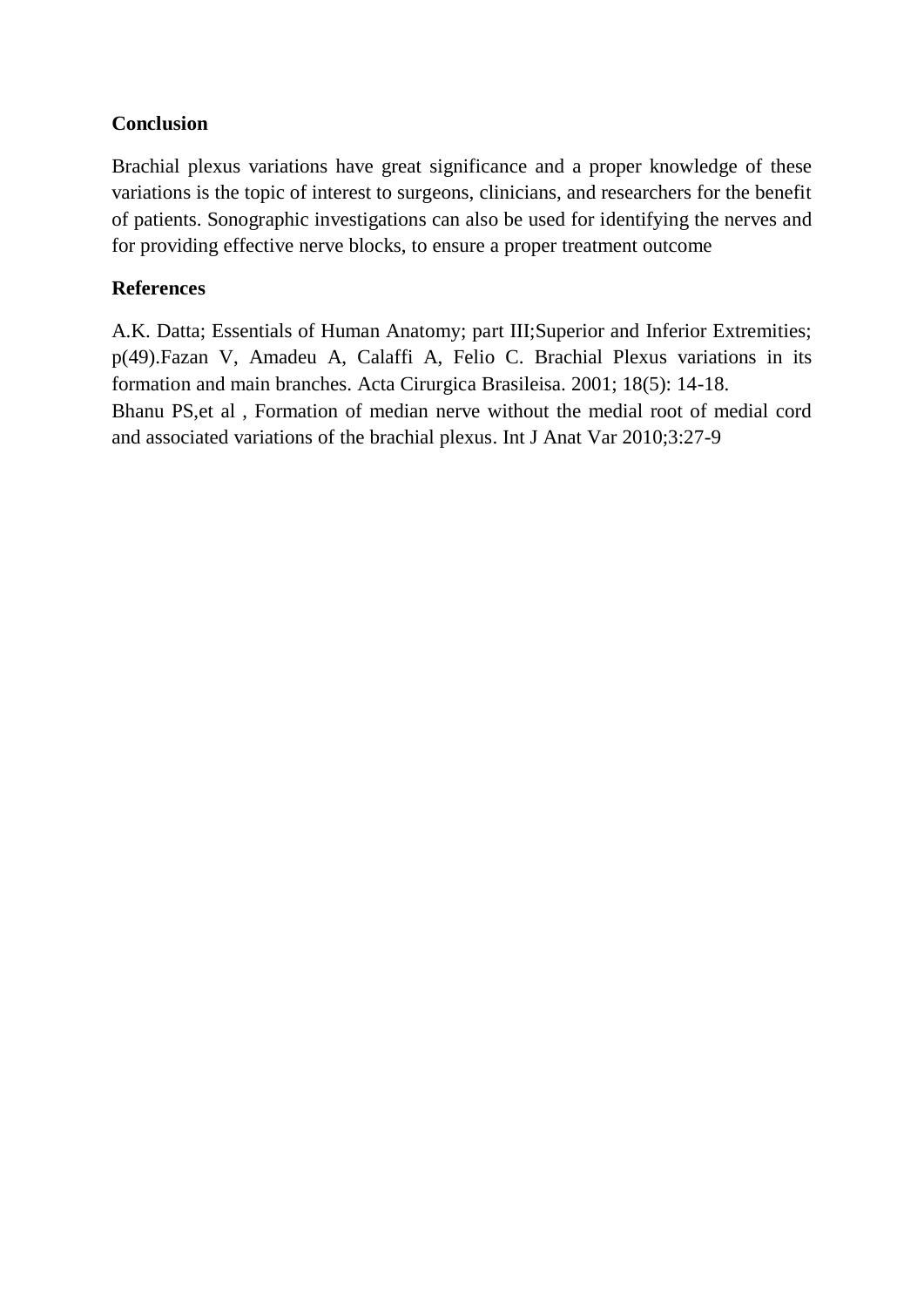## Conclusion

Brachial plexus variations have great significance and a proper knowledge of these variations is the topic of interest to surgeons, clinicians, and researchers for the benefit of patients. Sonographic investigations can also be used for identifying the nerves and for providing effective nerve blocks, to ensure a proper treatment outcome

## References

A.K. Datta; Essentials of Human Anatomy; part III;Superior and Inferior Extremities; p(49).Fazan V, Amadeu A, Calaffi A, Felio C. Brachial Plexus variations in its formation and main branches. Acta Cirurgica Brasileisa. 2001; 18(5): 14-18.

Bhanu PS,et al , Formation of median nerve without the medial root of medial cord and associated variations of the brachial plexus. Int J Anat Var 2010;3:27-9